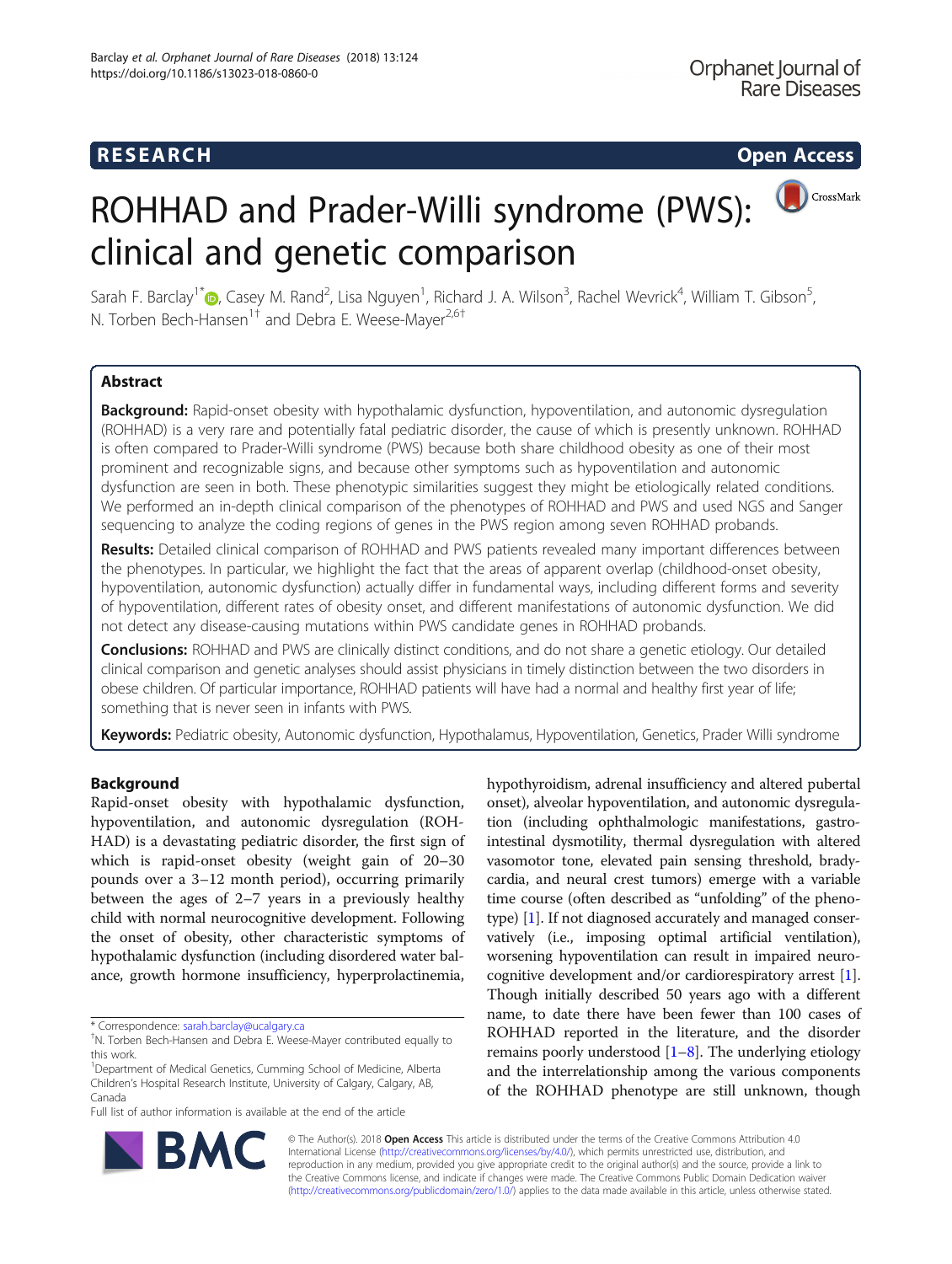RESEARCH Open Access

# ROHHAD and Prader-Willi syndrome (PWS): clinical and genetic comparison

Sarah F. Barclay[1*], Casey M. Rand[2], Lisa Nguyen[1], Richard J. A. Wilson[3], Rachel Wevrick[4], William T. Gibson[5], N. Torben Bech-Hansen[1†] and Debra E. Weese-Mayer[2,6†]

## Abstract

**Background:** Rapid-onset obesity with hypothalamic dysfunction, hypoventilation, and autonomic dysregulation (ROHHAD) is a very rare and potentially fatal pediatric disorder, the cause of which is presently unknown. ROHHAD is often compared to Prader-Willi syndrome (PWS) because both share childhood obesity as one of their most prominent and recognizable signs, and because other symptoms such as hypoventilation and autonomic dysfunction are seen in both. These phenotypic similarities suggest they might be etiologically related conditions. We performed an in-depth clinical comparison of the phenotypes of ROHHAD and PWS and used NGS and Sanger sequencing to analyze the coding regions of genes in the PWS region among seven ROHHAD probands.

**Results:** Detailed clinical comparison of ROHHAD and PWS patients revealed many important differences between the phenotypes. In particular, we highlight the fact that the areas of apparent overlap (childhood-onset obesity, hypoventilation, autonomic dysfunction) actually differ in fundamental ways, including different forms and severity of hypoventilation, different rates of obesity onset, and different manifestations of autonomic dysfunction. We did not detect any disease-causing mutations within PWS candidate genes in ROHHAD probands.

**Conclusions:** ROHHAD and PWS are clinically distinct conditions, and do not share a genetic etiology. Our detailed clinical comparison and genetic analyses should assist physicians in timely distinction between the two disorders in obese children. Of particular importance, ROHHAD patients will have had a normal and healthy first year of life; something that is never seen in infants with PWS.

**Keywords:** Pediatric obesity, Autonomic dysfunction, Hypothalamus, Hypoventilation, Genetics, Prader Willi syndrome

## Background

Rapid-onset obesity with hypothalamic dysfunction, hypoventilation, and autonomic dysregulation (ROHHAD) is a devastating pediatric disorder, the first sign of which is rapid-onset obesity (weight gain of 20–30 pounds over a 3–12 month period), occurring primarily between the ages of 2–7 years in a previously healthy child with normal neurocognitive development. Following the onset of obesity, other characteristic symptoms of hypothalamic dysfunction (including disordered water balance, growth hormone insufficiency, hyperprolactinemia, hypothyroidism, adrenal insufficiency and altered pubertal onset), alveolar hypoventilation, and autonomic dysregulation (including ophthalmologic manifestations, gastrointestinal dysmotility, thermal dysregulation with altered vasomotor tone, elevated pain sensing threshold, bradycardia, and neural crest tumors) emerge with a variable time course (often described as "unfolding" of the phenotype) [1]. If not diagnosed accurately and managed conservatively (i.e., imposing optimal artificial ventilation), worsening hypoventilation can result in impaired neurocognitive development and/or cardiorespiratory arrest [1]. Though initially described 50 years ago with a different name, to date there have been fewer than 100 cases of ROHHAD reported in the literature, and the disorder remains poorly understood [1–8]. The underlying etiology and the interrelationship among the various components of the ROHHAD phenotype are still unknown, though

* Correspondence: sarah.barclay@ucalgary.ca
†N. Torben Bech-Hansen and Debra E. Weese-Mayer contributed equally to this work.
[1]Department of Medical Genetics, Cumming School of Medicine, Alberta Children's Hospital Research Institute, University of Calgary, Calgary, AB, Canada
Full list of author information is available at the end of the article

© The Author(s). 2018 **Open Access** This article is distributed under the terms of the Creative Commons Attribution 4.0 International License (http://creativecommons.org/licenses/by/4.0/), which permits unrestricted use, distribution, and reproduction in any medium, provided you give appropriate credit to the original author(s) and the source, provide a link to the Creative Commons license, and indicate if changes were made. The Creative Commons Public Domain Dedication waiver (http://creativecommons.org/publicdomain/zero/1.0/) applies to the data made available in this article, unless otherwise stated.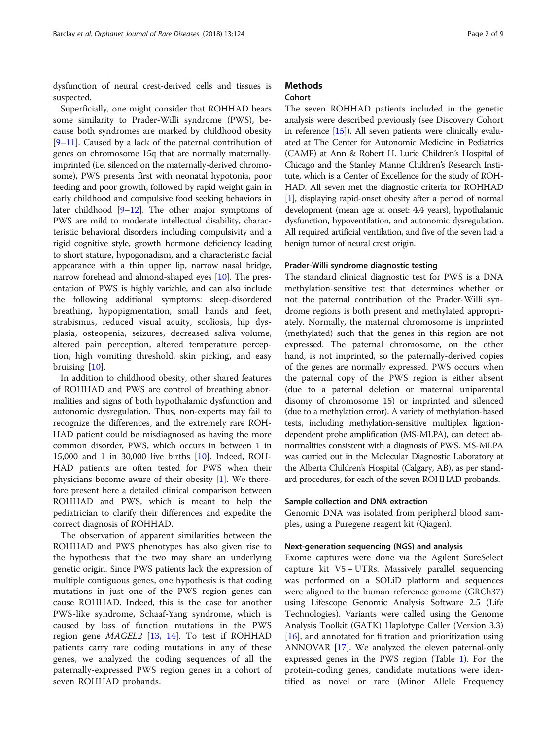dysfunction of neural crest-derived cells and tissues is suspected.

Superficially, one might consider that ROHHAD bears some similarity to Prader-Willi syndrome (PWS), because both syndromes are marked by childhood obesity [9–11]. Caused by a lack of the paternal contribution of genes on chromosome 15q that are normally maternally-imprinted (i.e. silenced on the maternally-derived chromosome), PWS presents first with neonatal hypotonia, poor feeding and poor growth, followed by rapid weight gain in early childhood and compulsive food seeking behaviors in later childhood [9–12]. The other major symptoms of PWS are mild to moderate intellectual disability, characteristic behavioral disorders including compulsivity and a rigid cognitive style, growth hormone deficiency leading to short stature, hypogonadism, and a characteristic facial appearance with a thin upper lip, narrow nasal bridge, narrow forehead and almond-shaped eyes [10]. The presentation of PWS is highly variable, and can also include the following additional symptoms: sleep-disordered breathing, hypopigmentation, small hands and feet, strabismus, reduced visual acuity, scoliosis, hip dysplasia, osteopenia, seizures, decreased saliva volume, altered pain perception, altered temperature perception, high vomiting threshold, skin picking, and easy bruising [10].

In addition to childhood obesity, other shared features of ROHHAD and PWS are control of breathing abnormalities and signs of both hypothalamic dysfunction and autonomic dysregulation. Thus, non-experts may fail to recognize the differences, and the extremely rare ROHHAD patient could be misdiagnosed as having the more common disorder, PWS, which occurs in between 1 in 15,000 and 1 in 30,000 live births [10]. Indeed, ROHHAD patients are often tested for PWS when their physicians become aware of their obesity [1]. We therefore present here a detailed clinical comparison between ROHHAD and PWS, which is meant to help the pediatrician to clarify their differences and expedite the correct diagnosis of ROHHAD.

The observation of apparent similarities between the ROHHAD and PWS phenotypes has also given rise to the hypothesis that the two may share an underlying genetic origin. Since PWS patients lack the expression of multiple contiguous genes, one hypothesis is that coding mutations in just one of the PWS region genes can cause ROHHAD. Indeed, this is the case for another PWS-like syndrome, Schaaf-Yang syndrome, which is caused by loss of function mutations in the PWS region gene *MAGEL2* [13, 14]. To test if ROHHAD patients carry rare coding mutations in any of these genes, we analyzed the coding sequences of all the paternally-expressed PWS region genes in a cohort of seven ROHHAD probands.

## Methods

### Cohort

The seven ROHHAD patients included in the genetic analysis were described previously (see Discovery Cohort in reference [15]). All seven patients were clinically evaluated at The Center for Autonomic Medicine in Pediatrics (CAMP) at Ann & Robert H. Lurie Children's Hospital of Chicago and the Stanley Manne Children's Research Institute, which is a Center of Excellence for the study of ROHHAD. All seven met the diagnostic criteria for ROHHAD [1], displaying rapid-onset obesity after a period of normal development (mean age at onset: 4.4 years), hypothalamic dysfunction, hypoventilation, and autonomic dysregulation. All required artificial ventilation, and five of the seven had a benign tumor of neural crest origin.

### Prader-Willi syndrome diagnostic testing

The standard clinical diagnostic test for PWS is a DNA methylation-sensitive test that determines whether or not the paternal contribution of the Prader-Willi syndrome regions is both present and methylated appropriately. Normally, the maternal chromosome is imprinted (methylated) such that the genes in this region are not expressed. The paternal chromosome, on the other hand, is not imprinted, so the paternally-derived copies of the genes are normally expressed. PWS occurs when the paternal copy of the PWS region is either absent (due to a paternal deletion or maternal uniparental disomy of chromosome 15) or imprinted and silenced (due to a methylation error). A variety of methylation-based tests, including methylation-sensitive multiplex ligation-dependent probe amplification (MS-MLPA), can detect abnormalities consistent with a diagnosis of PWS. MS-MLPA was carried out in the Molecular Diagnostic Laboratory at the Alberta Children's Hospital (Calgary, AB), as per standard procedures, for each of the seven ROHHAD probands.

### Sample collection and DNA extraction

Genomic DNA was isolated from peripheral blood samples, using a Puregene reagent kit (Qiagen).

### Next-generation sequencing (NGS) and analysis

Exome captures were done via the Agilent SureSelect capture kit V5 + UTRs. Massively parallel sequencing was performed on a SOLiD platform and sequences were aligned to the human reference genome (GRCh37) using Lifescope Genomic Analysis Software 2.5 (Life Technologies). Variants were called using the Genome Analysis Toolkit (GATK) Haplotype Caller (Version 3.3) [16], and annotated for filtration and prioritization using ANNOVAR [17]. We analyzed the eleven paternal-only expressed genes in the PWS region (Table 1). For the protein-coding genes, candidate mutations were identified as novel or rare (Minor Allele Frequency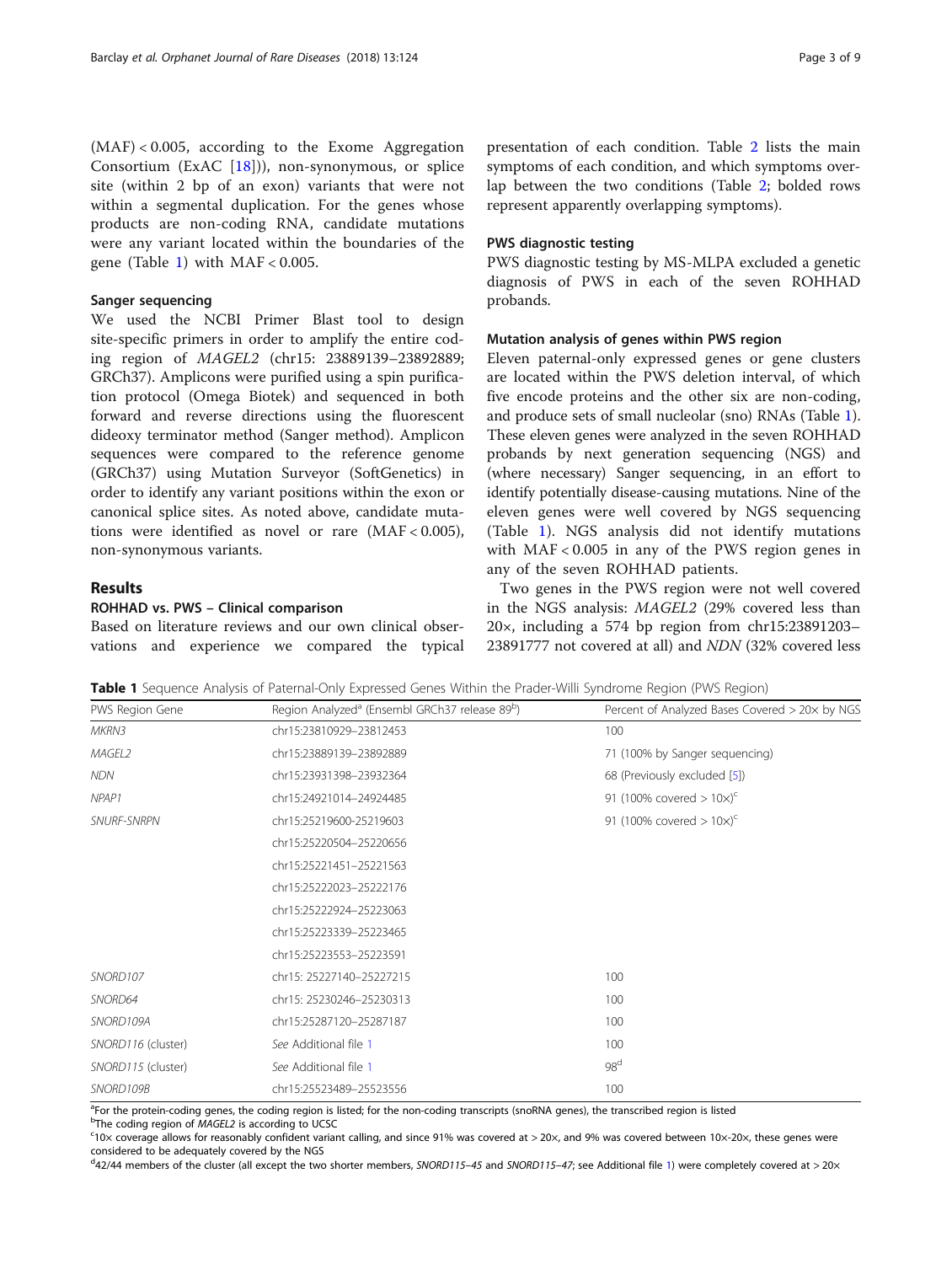(MAF) < 0.005, according to the Exome Aggregation Consortium (ExAC [18])), non-synonymous, or splice site (within 2 bp of an exon) variants that were not within a segmental duplication. For the genes whose products are non-coding RNA, candidate mutations were any variant located within the boundaries of the gene (Table 1) with MAF < 0.005.

### Sanger sequencing

We used the NCBI Primer Blast tool to design site-specific primers in order to amplify the entire coding region of *MAGEL2* (chr15: 23889139–23892889; GRCh37). Amplicons were purified using a spin purification protocol (Omega Biotek) and sequenced in both forward and reverse directions using the fluorescent dideoxy terminator method (Sanger method). Amplicon sequences were compared to the reference genome (GRCh37) using Mutation Surveyor (SoftGenetics) in order to identify any variant positions within the exon or canonical splice sites. As noted above, candidate mutations were identified as novel or rare (MAF < 0.005), non-synonymous variants.

## Results

### ROHHAD vs. PWS – Clinical comparison

Based on literature reviews and our own clinical observations and experience we compared the typical presentation of each condition. Table 2 lists the main symptoms of each condition, and which symptoms overlap between the two conditions (Table 2; bolded rows represent apparently overlapping symptoms).

### PWS diagnostic testing

PWS diagnostic testing by MS-MLPA excluded a genetic diagnosis of PWS in each of the seven ROHHAD probands.

### Mutation analysis of genes within PWS region

Eleven paternal-only expressed genes or gene clusters are located within the PWS deletion interval, of which five encode proteins and the other six are non-coding, and produce sets of small nucleolar (sno) RNAs (Table 1). These eleven genes were analyzed in the seven ROHHAD probands by next generation sequencing (NGS) and (where necessary) Sanger sequencing, in an effort to identify potentially disease-causing mutations. Nine of the eleven genes were well covered by NGS sequencing (Table 1). NGS analysis did not identify mutations with MAF < 0.005 in any of the PWS region genes in any of the seven ROHHAD patients.

Two genes in the PWS region were not well covered in the NGS analysis: *MAGEL2* (29% covered less than 20×, including a 574 bp region from chr15:23891203–23891777 not covered at all) and *NDN* (32% covered less

**Table 1** Sequence Analysis of Paternal-Only Expressed Genes Within the Prader-Willi Syndrome Region (PWS Region)

| PWS Region Gene | Region Analyzed[a] (Ensembl GRCh37 release 89[b]) | Percent of Analyzed Bases Covered > 20× by NGS |
|---|---|---|
| *MKRN3* | chr15:23810929–23812453 | 100 |
| *MAGEL2* | chr15:23889139–23892889 | 71 (100% by Sanger sequencing) |
| *NDN* | chr15:23931398–23932364 | 68 (Previously excluded [5]) |
| *NPAP1* | chr15:24921014–24924485 | 91 (100% covered > 10×)[c] |
| *SNURF-SNRPN* | chr15:25219600-25219603 | 91 (100% covered > 10×)[c] |
| | chr15:25220504–25220656 | |
| | chr15:25221451–25221563 | |
| | chr15:25222023–25222176 | |
| | chr15:25222924–25223063 | |
| | chr15:25223339–25223465 | |
| | chr15:25223553–25223591 | |
| *SNORD107* | chr15: 25227140–25227215 | 100 |
| *SNORD64* | chr15: 25230246–25230313 | 100 |
| *SNORD109A* | chr15:25287120–25287187 | 100 |
| *SNORD116* (cluster) | *See* Additional file 1 | 100 |
| *SNORD115* (cluster) | *See* Additional file 1 | 98[d] |
| *SNORD109B* | chr15:25523489–25523556 | 100 |

[a]For the protein-coding genes, the coding region is listed; for the non-coding transcripts (snoRNA genes), the transcribed region is listed
[b]The coding region of *MAGEL2* is according to UCSC
[c]10× coverage allows for reasonably confident variant calling, and since 91% was covered at > 20×, and 9% was covered between 10×-20×, these genes were considered to be adequately covered by the NGS
[d]42/44 members of the cluster (all except the two shorter members, *SNORD115–45* and *SNORD115–47*; see Additional file 1) were completely covered at > 20×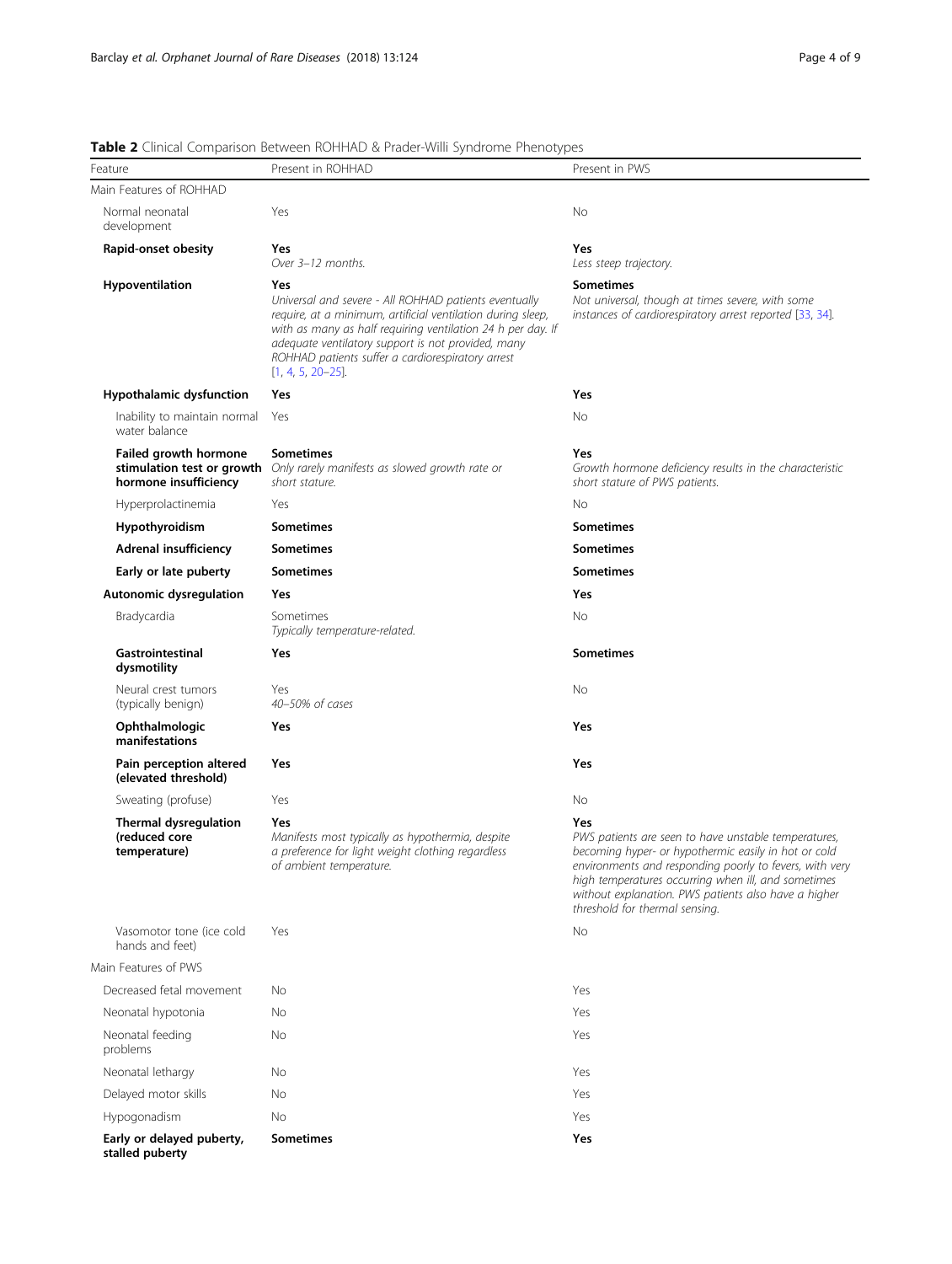**Table 2** Clinical Comparison Between ROHHAD & Prader-Willi Syndrome Phenotypes

| Feature | Present in ROHHAD | Present in PWS |
| --- | --- | --- |
| Main Features of ROHHAD | | |
| Normal neonatal development | Yes | No |
| **Rapid-onset obesity** | **Yes**<br>*Over 3–12 months.* | **Yes**<br>*Less steep trajectory.* |
| **Hypoventilation** | **Yes**<br>*Universal and severe - All ROHHAD patients eventually require, at a minimum, artificial ventilation during sleep, with as many as half requiring ventilation 24 h per day. If adequate ventilatory support is not provided, many ROHHAD patients suffer a cardiorespiratory arrest* [1, 4, 5, 20–25]. | **Sometimes**<br>*Not universal, though at times severe, with some instances of cardiorespiratory arrest reported* [33, 34]. |
| **Hypothalamic dysfunction** | **Yes** | **Yes** |
| Inability to maintain normal water balance | Yes | No |
| **Failed growth hormone stimulation test or growth hormone insufficiency** | **Sometimes**<br>*Only rarely manifests as slowed growth rate or short stature.* | **Yes**<br>*Growth hormone deficiency results in the characteristic short stature of PWS patients.* |
| Hyperprolactinemia | Yes | No |
| **Hypothyroidism** | **Sometimes** | **Sometimes** |
| **Adrenal insufficiency** | **Sometimes** | **Sometimes** |
| **Early or late puberty** | **Sometimes** | **Sometimes** |
| **Autonomic dysregulation** | **Yes** | **Yes** |
| Bradycardia | Sometimes<br>*Typically temperature-related.* | No |
| **Gastrointestinal dysmotility** | **Yes** | **Sometimes** |
| Neural crest tumors (typically benign) | Yes<br>*40–50% of cases* | No |
| **Ophthalmologic manifestations** | **Yes** | **Yes** |
| **Pain perception altered (elevated threshold)** | **Yes** | **Yes** |
| Sweating (profuse) | Yes | No |
| **Thermal dysregulation (reduced core temperature)** | **Yes**<br>*Manifests most typically as hypothermia, despite a preference for light weight clothing regardless of ambient temperature.* | **Yes**<br>*PWS patients are seen to have unstable temperatures, becoming hyper- or hypothermic easily in hot or cold environments and responding poorly to fevers, with very high temperatures occurring when ill, and sometimes without explanation. PWS patients also have a higher threshold for thermal sensing.* |
| Vasomotor tone (ice cold hands and feet) | Yes | No |
| Main Features of PWS | | |
| Decreased fetal movement | No | Yes |
| Neonatal hypotonia | No | Yes |
| Neonatal feeding problems | No | Yes |
| Neonatal lethargy | No | Yes |
| Delayed motor skills | No | Yes |
| Hypogonadism | No | Yes |
| **Early or delayed puberty, stalled puberty** | **Sometimes** | **Yes** |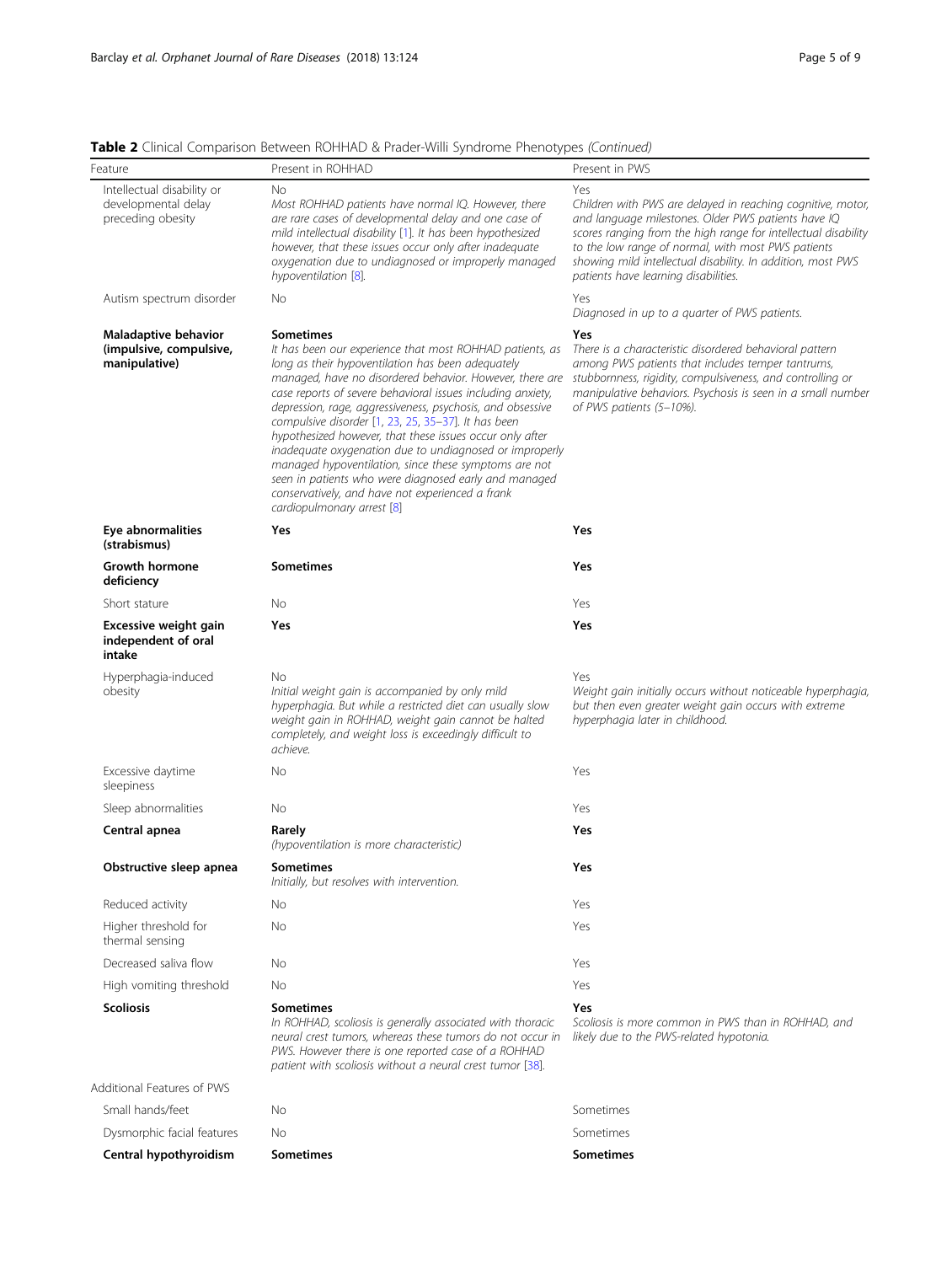**Table 2** Clinical Comparison Between ROHHAD & Prader-Willi Syndrome Phenotypes *(Continued)*

| Feature | Present in ROHHAD | Present in PWS |
|---|---|---|
| Intellectual disability or developmental delay preceding obesity | No<br>*Most ROHHAD patients have normal IQ. However, there are rare cases of developmental delay and one case of mild intellectual disability [1]. It has been hypothesized however, that these issues occur only after inadequate oxygenation due to undiagnosed or improperly managed hypoventilation [8].* | Yes<br>*Children with PWS are delayed in reaching cognitive, motor, and language milestones. Older PWS patients have IQ scores ranging from the high range for intellectual disability to the low range of normal, with most PWS patients showing mild intellectual disability. In addition, most PWS patients have learning disabilities.* |
| Autism spectrum disorder | No | Yes<br>*Diagnosed in up to a quarter of PWS patients.* |
| **Maladaptive behavior (impulsive, compulsive, manipulative)** | **Sometimes**<br>*It has been our experience that most ROHHAD patients, as long as their hypoventilation has been adequately managed, have no disordered behavior. However, there are case reports of severe behavioral issues including anxiety, depression, rage, aggressiveness, psychosis, and obsessive compulsive disorder [1, 23, 25, 35–37]. It has been hypothesized however, that these issues occur only after inadequate oxygenation due to undiagnosed or improperly managed hypoventilation, since these symptoms are not seen in patients who were diagnosed early and managed conservatively, and have not experienced a frank cardiopulmonary arrest [8]* | **Yes**<br>*There is a characteristic disordered behavioral pattern among PWS patients that includes temper tantrums, stubbornness, rigidity, compulsiveness, and controlling or manipulative behaviors. Psychosis is seen in a small number of PWS patients (5–10%).* |
| **Eye abnormalities (strabismus)** | **Yes** | **Yes** |
| **Growth hormone deficiency** | **Sometimes** | **Yes** |
| Short stature | No | Yes |
| **Excessive weight gain independent of oral intake** | **Yes** | **Yes** |
| Hyperphagia-induced obesity | No<br>*Initial weight gain is accompanied by only mild hyperphagia. But while a restricted diet can usually slow weight gain in ROHHAD, weight gain cannot be halted completely, and weight loss is exceedingly difficult to achieve.* | Yes<br>*Weight gain initially occurs without noticeable hyperphagia, but then even greater weight gain occurs with extreme hyperphagia later in childhood.* |
| Excessive daytime sleepiness | No | Yes |
| Sleep abnormalities | No | Yes |
| **Central apnea** | **Rarely**<br>*(hypoventilation is more characteristic)* | **Yes** |
| **Obstructive sleep apnea** | **Sometimes**<br>*Initially, but resolves with intervention.* | **Yes** |
| Reduced activity | No | Yes |
| Higher threshold for thermal sensing | No | Yes |
| Decreased saliva flow | No | Yes |
| High vomiting threshold | No | Yes |
| **Scoliosis** | **Sometimes**<br>*In ROHHAD, scoliosis is generally associated with thoracic neural crest tumors, whereas these tumors do not occur in PWS. However there is one reported case of a ROHHAD patient with scoliosis without a neural crest tumor [38].* | **Yes**<br>*Scoliosis is more common in PWS than in ROHHAD, and likely due to the PWS-related hypotonia.* |
| Additional Features of PWS | | |
| Small hands/feet | No | Sometimes |
| Dysmorphic facial features | No | Sometimes |
| **Central hypothyroidism** | **Sometimes** | **Sometimes** |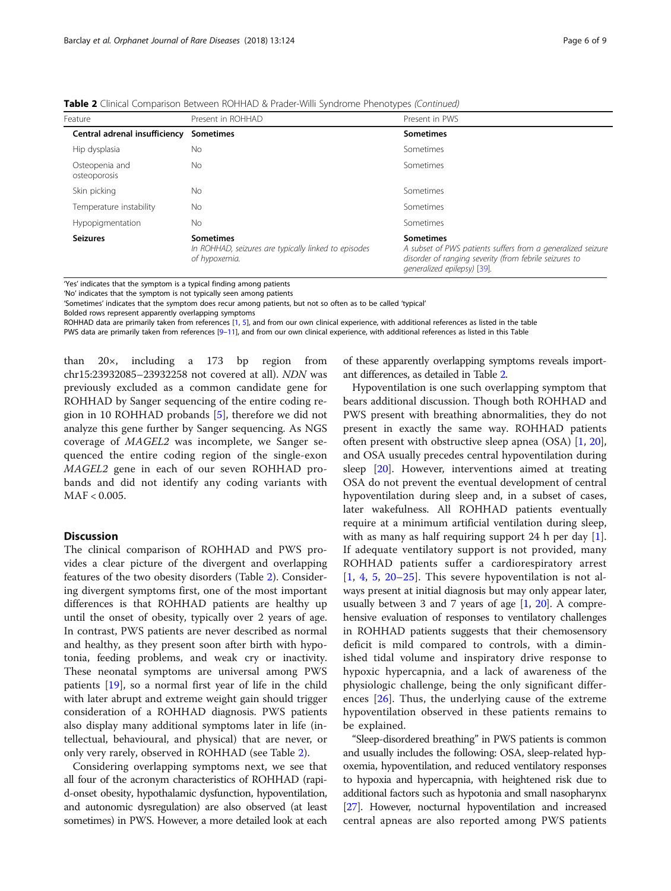**Table 2** Clinical Comparison Between ROHHAD & Prader-Willi Syndrome Phenotypes *(Continued)*

| Feature | Present in ROHHAD | Present in PWS |
|---|---|---|
| **Central adrenal insufficiency** | **Sometimes** | **Sometimes** |
| Hip dysplasia | No | Sometimes |
| Osteopenia and osteoporosis | No | Sometimes |
| Skin picking | No | Sometimes |
| Temperature instability | No | Sometimes |
| Hypopigmentation | No | Sometimes |
| **Seizures** | **Sometimes** *In ROHHAD, seizures are typically linked to episodes of hypoxemia.* | **Sometimes** *A subset of PWS patients suffers from a generalized seizure disorder of ranging severity (from febrile seizures to generalized epilepsy) [39].* |

'Yes' indicates that the symptom is a typical finding among patients
'No' indicates that the symptom is not typically seen among patients
'Sometimes' indicates that the symptom does recur among patients, but not so often as to be called 'typical'
Bolded rows represent apparently overlapping symptoms
ROHHAD data are primarily taken from references [1, 5], and from our own clinical experience, with additional references as listed in the table
PWS data are primarily taken from references [9–11], and from our own clinical experience, with additional references as listed in this Table

than 20×, including a 173 bp region from chr15:23932085–23932258 not covered at all). *NDN* was previously excluded as a common candidate gene for ROHHAD by Sanger sequencing of the entire coding region in 10 ROHHAD probands [5], therefore we did not analyze this gene further by Sanger sequencing. As NGS coverage of *MAGEL2* was incomplete, we Sanger sequenced the entire coding region of the single-exon *MAGEL2* gene in each of our seven ROHHAD probands and did not identify any coding variants with MAF < 0.005.

## Discussion

The clinical comparison of ROHHAD and PWS provides a clear picture of the divergent and overlapping features of the two obesity disorders (Table 2). Considering divergent symptoms first, one of the most important differences is that ROHHAD patients are healthy up until the onset of obesity, typically over 2 years of age. In contrast, PWS patients are never described as normal and healthy, as they present soon after birth with hypotonia, feeding problems, and weak cry or inactivity. These neonatal symptoms are universal among PWS patients [19], so a normal first year of life in the child with later abrupt and extreme weight gain should trigger consideration of a ROHHAD diagnosis. PWS patients also display many additional symptoms later in life (intellectual, behavioural, and physical) that are never, or only very rarely, observed in ROHHAD (see Table 2).

Considering overlapping symptoms next, we see that all four of the acronym characteristics of ROHHAD (rapid-onset obesity, hypothalamic dysfunction, hypoventilation, and autonomic dysregulation) are also observed (at least sometimes) in PWS. However, a more detailed look at each of these apparently overlapping symptoms reveals important differences, as detailed in Table 2.

Hypoventilation is one such overlapping symptom that bears additional discussion. Though both ROHHAD and PWS present with breathing abnormalities, they do not present in exactly the same way. ROHHAD patients often present with obstructive sleep apnea (OSA) [1, 20], and OSA usually precedes central hypoventilation during sleep [20]. However, interventions aimed at treating OSA do not prevent the eventual development of central hypoventilation during sleep and, in a subset of cases, later wakefulness. All ROHHAD patients eventually require at a minimum artificial ventilation during sleep, with as many as half requiring support 24 h per day [1]. If adequate ventilatory support is not provided, many ROHHAD patients suffer a cardiorespiratory arrest [1, 4, 5, 20–25]. This severe hypoventilation is not always present at initial diagnosis but may only appear later, usually between 3 and 7 years of age [1, 20]. A comprehensive evaluation of responses to ventilatory challenges in ROHHAD patients suggests that their chemosensory deficit is mild compared to controls, with a diminished tidal volume and inspiratory drive response to hypoxic hypercapnia, and a lack of awareness of the physiologic challenge, being the only significant differences [26]. Thus, the underlying cause of the extreme hypoventilation observed in these patients remains to be explained.

"Sleep-disordered breathing" in PWS patients is common and usually includes the following: OSA, sleep-related hypoxemia, hypoventilation, and reduced ventilatory responses to hypoxia and hypercapnia, with heightened risk due to additional factors such as hypotonia and small nasopharynx [27]. However, nocturnal hypoventilation and increased central apneas are also reported among PWS patients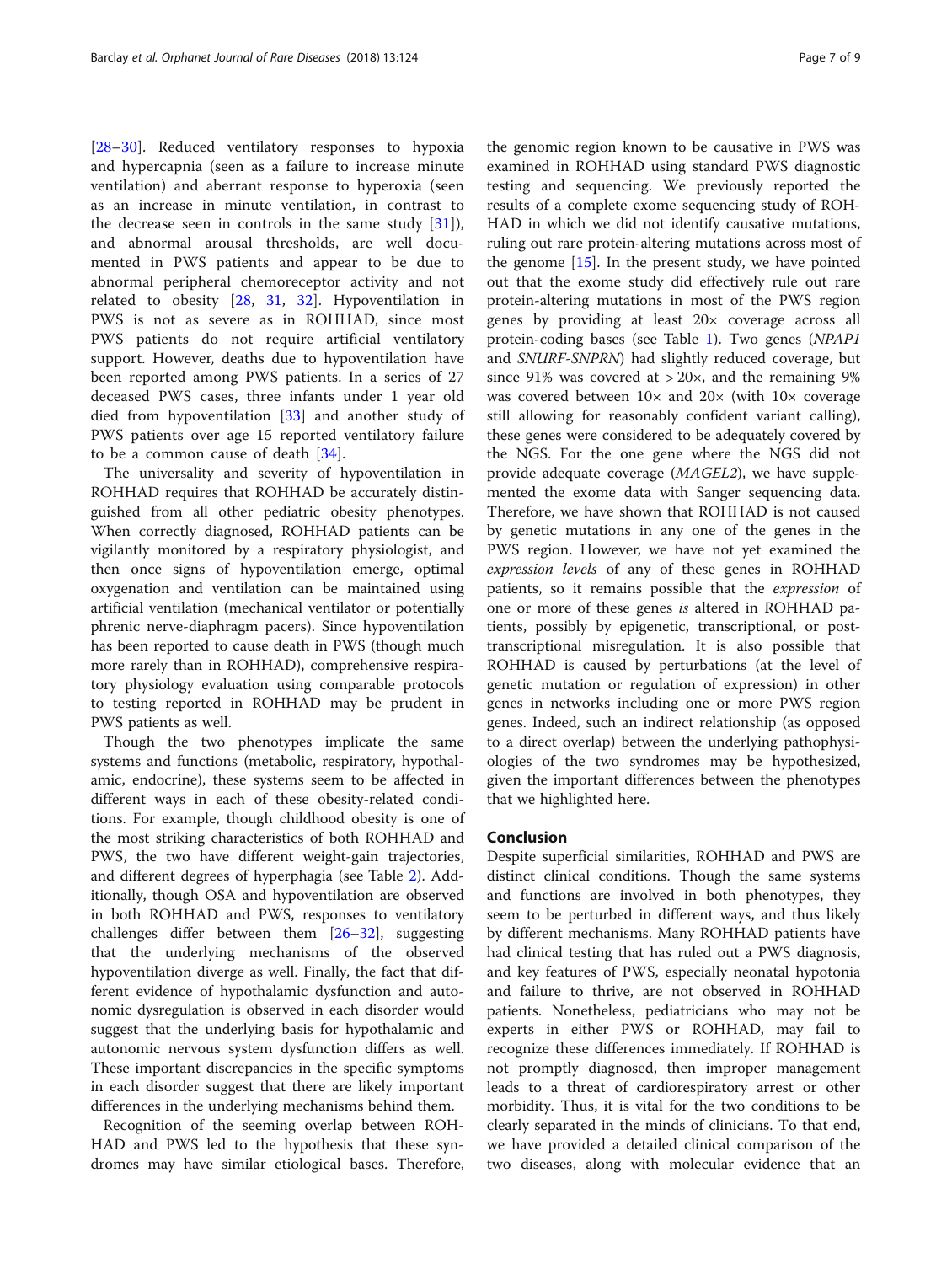[28–30]. Reduced ventilatory responses to hypoxia and hypercapnia (seen as a failure to increase minute ventilation) and aberrant response to hyperoxia (seen as an increase in minute ventilation, in contrast to the decrease seen in controls in the same study [31]), and abnormal arousal thresholds, are well documented in PWS patients and appear to be due to abnormal peripheral chemoreceptor activity and not related to obesity [28, 31, 32]. Hypoventilation in PWS is not as severe as in ROHHAD, since most PWS patients do not require artificial ventilatory support. However, deaths due to hypoventilation have been reported among PWS patients. In a series of 27 deceased PWS cases, three infants under 1 year old died from hypoventilation [33] and another study of PWS patients over age 15 reported ventilatory failure to be a common cause of death [34].

The universality and severity of hypoventilation in ROHHAD requires that ROHHAD be accurately distinguished from all other pediatric obesity phenotypes. When correctly diagnosed, ROHHAD patients can be vigilantly monitored by a respiratory physiologist, and then once signs of hypoventilation emerge, optimal oxygenation and ventilation can be maintained using artificial ventilation (mechanical ventilator or potentially phrenic nerve-diaphragm pacers). Since hypoventilation has been reported to cause death in PWS (though much more rarely than in ROHHAD), comprehensive respiratory physiology evaluation using comparable protocols to testing reported in ROHHAD may be prudent in PWS patients as well.

Though the two phenotypes implicate the same systems and functions (metabolic, respiratory, hypothalamic, endocrine), these systems seem to be affected in different ways in each of these obesity-related conditions. For example, though childhood obesity is one of the most striking characteristics of both ROHHAD and PWS, the two have different weight-gain trajectories, and different degrees of hyperphagia (see Table 2). Additionally, though OSA and hypoventilation are observed in both ROHHAD and PWS, responses to ventilatory challenges differ between them [26–32], suggesting that the underlying mechanisms of the observed hypoventilation diverge as well. Finally, the fact that different evidence of hypothalamic dysfunction and autonomic dysregulation is observed in each disorder would suggest that the underlying basis for hypothalamic and autonomic nervous system dysfunction differs as well. These important discrepancies in the specific symptoms in each disorder suggest that there are likely important differences in the underlying mechanisms behind them.

Recognition of the seeming overlap between ROHHAD and PWS led to the hypothesis that these syndromes may have similar etiological bases. Therefore, the genomic region known to be causative in PWS was examined in ROHHAD using standard PWS diagnostic testing and sequencing. We previously reported the results of a complete exome sequencing study of ROHHAD in which we did not identify causative mutations, ruling out rare protein-altering mutations across most of the genome [15]. In the present study, we have pointed out that the exome study did effectively rule out rare protein-altering mutations in most of the PWS region genes by providing at least 20× coverage across all protein-coding bases (see Table 1). Two genes (*NPAP1* and *SNURF-SNPRN*) had slightly reduced coverage, but since 91% was covered at > 20×, and the remaining 9% was covered between 10× and 20× (with 10× coverage still allowing for reasonably confident variant calling), these genes were considered to be adequately covered by the NGS. For the one gene where the NGS did not provide adequate coverage (*MAGEL2*), we have supplemented the exome data with Sanger sequencing data. Therefore, we have shown that ROHHAD is not caused by genetic mutations in any one of the genes in the PWS region. However, we have not yet examined the *expression levels* of any of these genes in ROHHAD patients, so it remains possible that the *expression* of one or more of these genes *is* altered in ROHHAD patients, possibly by epigenetic, transcriptional, or post-transcriptional misregulation. It is also possible that ROHHAD is caused by perturbations (at the level of genetic mutation or regulation of expression) in other genes in networks including one or more PWS region genes. Indeed, such an indirect relationship (as opposed to a direct overlap) between the underlying pathophysiologies of the two syndromes may be hypothesized, given the important differences between the phenotypes that we highlighted here.

## Conclusion

Despite superficial similarities, ROHHAD and PWS are distinct clinical conditions. Though the same systems and functions are involved in both phenotypes, they seem to be perturbed in different ways, and thus likely by different mechanisms. Many ROHHAD patients have had clinical testing that has ruled out a PWS diagnosis, and key features of PWS, especially neonatal hypotonia and failure to thrive, are not observed in ROHHAD patients. Nonetheless, pediatricians who may not be experts in either PWS or ROHHAD, may fail to recognize these differences immediately. If ROHHAD is not promptly diagnosed, then improper management leads to a threat of cardiorespiratory arrest or other morbidity. Thus, it is vital for the two conditions to be clearly separated in the minds of clinicians. To that end, we have provided a detailed clinical comparison of the two diseases, along with molecular evidence that an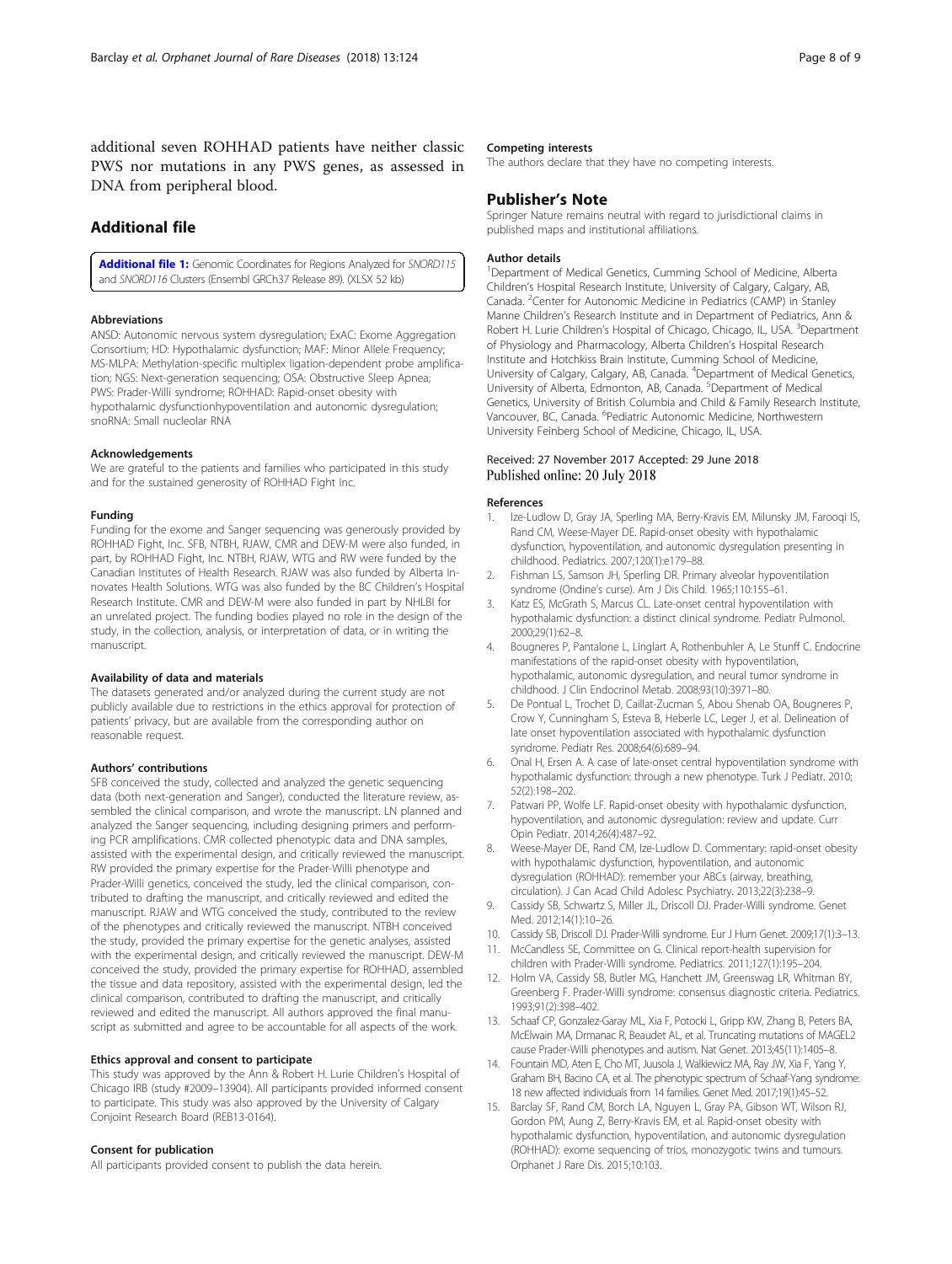additional seven ROHHAD patients have neither classic PWS nor mutations in any PWS genes, as assessed in DNA from peripheral blood.

## Additional file

**Additional file 1:** Genomic Coordinates for Regions Analyzed for *SNORD115* and *SNORD116* Clusters (Ensembl GRCh37 Release 89). (XLSX 52 kb)

### Abbreviations

ANSD: Autonomic nervous system dysregulation; ExAC: Exome Aggregation Consortium; HD: Hypothalamic dysfunction; MAF: Minor Allele Frequency; MS-MLPA: Methylation-specific multiplex ligation-dependent probe amplification; NGS: Next-generation sequencing; OSA: Obstructive Sleep Apnea; PWS: Prader-Willi syndrome; ROHHAD: Rapid-onset obesity with hypothalamic dysfunctionhypoventilation and autonomic dysregulation; snoRNA: Small nucleolar RNA

### Acknowledgements

We are grateful to the patients and families who participated in this study and for the sustained generosity of ROHHAD Fight Inc.

### Funding

Funding for the exome and Sanger sequencing was generously provided by ROHHAD Fight, Inc. SFB, NTBH, RJAW, CMR and DEW-M were also funded, in part, by ROHHAD Fight, Inc. NTBH, RJAW, WTG and RW were funded by the Canadian Institutes of Health Research. RJAW was also funded by Alberta Innovates Health Solutions. WTG was also funded by the BC Children's Hospital Research Institute. CMR and DEW-M were also funded in part by NHLBI for an unrelated project. The funding bodies played no role in the design of the study, in the collection, analysis, or interpretation of data, or in writing the manuscript.

### Availability of data and materials

The datasets generated and/or analyzed during the current study are not publicly available due to restrictions in the ethics approval for protection of patients' privacy, but are available from the corresponding author on reasonable request.

### Authors' contributions

SFB conceived the study, collected and analyzed the genetic sequencing data (both next-generation and Sanger), conducted the literature review, assembled the clinical comparison, and wrote the manuscript. LN planned and analyzed the Sanger sequencing, including designing primers and performing PCR amplifications. CMR collected phenotypic data and DNA samples, assisted with the experimental design, and critically reviewed the manuscript. RW provided the primary expertise for the Prader-Willi phenotype and Prader-Willi genetics, conceived the study, led the clinical comparison, contributed to drafting the manuscript, and critically reviewed and edited the manuscript. RJAW and WTG conceived the study, contributed to the review of the phenotypes and critically reviewed the manuscript. NTBH conceived the study, provided the primary expertise for the genetic analyses, assisted with the experimental design, and critically reviewed the manuscript. DEW-M conceived the study, provided the primary expertise for ROHHAD, assembled the tissue and data repository, assisted with the experimental design, led the clinical comparison, contributed to drafting the manuscript, and critically reviewed and edited the manuscript. All authors approved the final manuscript as submitted and agree to be accountable for all aspects of the work.

### Ethics approval and consent to participate

This study was approved by the Ann & Robert H. Lurie Children's Hospital of Chicago IRB (study #2009–13904). All participants provided informed consent to participate. This study was also approved by the University of Calgary Conjoint Research Board (REB13-0164).

### Consent for publication

All participants provided consent to publish the data herein.

### Competing interests

The authors declare that they have no competing interests.

## Publisher's Note

Springer Nature remains neutral with regard to jurisdictional claims in published maps and institutional affiliations.

### Author details

[1]Department of Medical Genetics, Cumming School of Medicine, Alberta Children's Hospital Research Institute, University of Calgary, Calgary, AB, Canada. [2]Center for Autonomic Medicine in Pediatrics (CAMP) in Stanley Manne Children's Research Institute and in Department of Pediatrics, Ann & Robert H. Lurie Children's Hospital of Chicago, Chicago, IL, USA. [3]Department of Physiology and Pharmacology, Alberta Children's Hospital Research Institute and Hotchkiss Brain Institute, Cumming School of Medicine, University of Calgary, Calgary, AB, Canada. [4]Department of Medical Genetics, University of Alberta, Edmonton, AB, Canada. [5]Department of Medical Genetics, University of British Columbia and Child & Family Research Institute, Vancouver, BC, Canada. [6]Pediatric Autonomic Medicine, Northwestern University Feinberg School of Medicine, Chicago, IL, USA.

Received: 27 November 2017 Accepted: 29 June 2018
Published online: 20 July 2018

### References

1. Ize-Ludlow D, Gray JA, Sperling MA, Berry-Kravis EM, Milunsky JM, Farooqi IS, Rand CM, Weese-Mayer DE. Rapid-onset obesity with hypothalamic dysfunction, hypoventilation, and autonomic dysregulation presenting in childhood. Pediatrics. 2007;120(1):e179–88.
2. Fishman LS, Samson JH, Sperling DR. Primary alveolar hypoventilation syndrome (Ondine's curse). Am J Dis Child. 1965;110:155–61.
3. Katz ES, McGrath S, Marcus CL. Late-onset central hypoventilation with hypothalamic dysfunction: a distinct clinical syndrome. Pediatr Pulmonol. 2000;29(1):62–8.
4. Bougneres P, Pantalone L, Linglart A, Rothenbuhler A, Le Stunff C. Endocrine manifestations of the rapid-onset obesity with hypoventilation, hypothalamic, autonomic dysregulation, and neural tumor syndrome in childhood. J Clin Endocrinol Metab. 2008;93(10):3971–80.
5. De Pontual L, Trochet D, Caillat-Zucman S, Abou Shenab OA, Bougneres P, Crow Y, Cunningham S, Esteva B, Heberle LC, Leger J, et al. Delineation of late onset hypoventilation associated with hypothalamic dysfunction syndrome. Pediatr Res. 2008;64(6):689–94.
6. Onal H, Ersen A. A case of late-onset central hypoventilation syndrome with hypothalamic dysfunction: through a new phenotype. Turk J Pediatr. 2010;52(2):198–202.
7. Patwari PP, Wolfe LF. Rapid-onset obesity with hypothalamic dysfunction, hypoventilation, and autonomic dysregulation: review and update. Curr Opin Pediatr. 2014;26(4):487–92.
8. Weese-Mayer DE, Rand CM, Ize-Ludlow D. Commentary: rapid-onset obesity with hypothalamic dysfunction, hypoventilation, and autonomic dysregulation (ROHHAD): remember your ABCs (airway, breathing, circulation). J Can Acad Child Adolesc Psychiatry. 2013;22(3):238–9.
9. Cassidy SB, Schwartz S, Miller JL, Driscoll DJ. Prader-Willi syndrome. Genet Med. 2012;14(1):10–26.
10. Cassidy SB, Driscoll DJ. Prader-Willi syndrome. Eur J Hum Genet. 2009;17(1):3–13.
11. McCandless SE, Committee on G. Clinical report-health supervision for children with Prader-Willi syndrome. Pediatrics. 2011;127(1):195–204.
12. Holm VA, Cassidy SB, Butler MG, Hanchett JM, Greenswag LR, Whitman BY, Greenberg F. Prader-Willi syndrome: consensus diagnostic criteria. Pediatrics. 1993;91(2):398–402.
13. Schaaf CP, Gonzalez-Garay ML, Xia F, Potocki L, Gripp KW, Zhang B, Peters BA, McElwain MA, Drmanac R, Beaudet AL, et al. Truncating mutations of MAGEL2 cause Prader-Willi phenotypes and autism. Nat Genet. 2013;45(11):1405–8.
14. Fountain MD, Aten E, Cho MT, Juusola J, Walkiewicz MA, Ray JW, Xia F, Yang Y, Graham BH, Bacino CA, et al. The phenotypic spectrum of Schaaf-Yang syndrome: 18 new affected individuals from 14 families. Genet Med. 2017;19(1):45–52.
15. Barclay SF, Rand CM, Borch LA, Nguyen L, Gray PA, Gibson WT, Wilson RJ, Gordon PM, Aung Z, Berry-Kravis EM, et al. Rapid-onset obesity with hypothalamic dysfunction, hypoventilation, and autonomic dysregulation (ROHHAD): exome sequencing of trios, monozygotic twins and tumours. Orphanet J Rare Dis. 2015;10:103.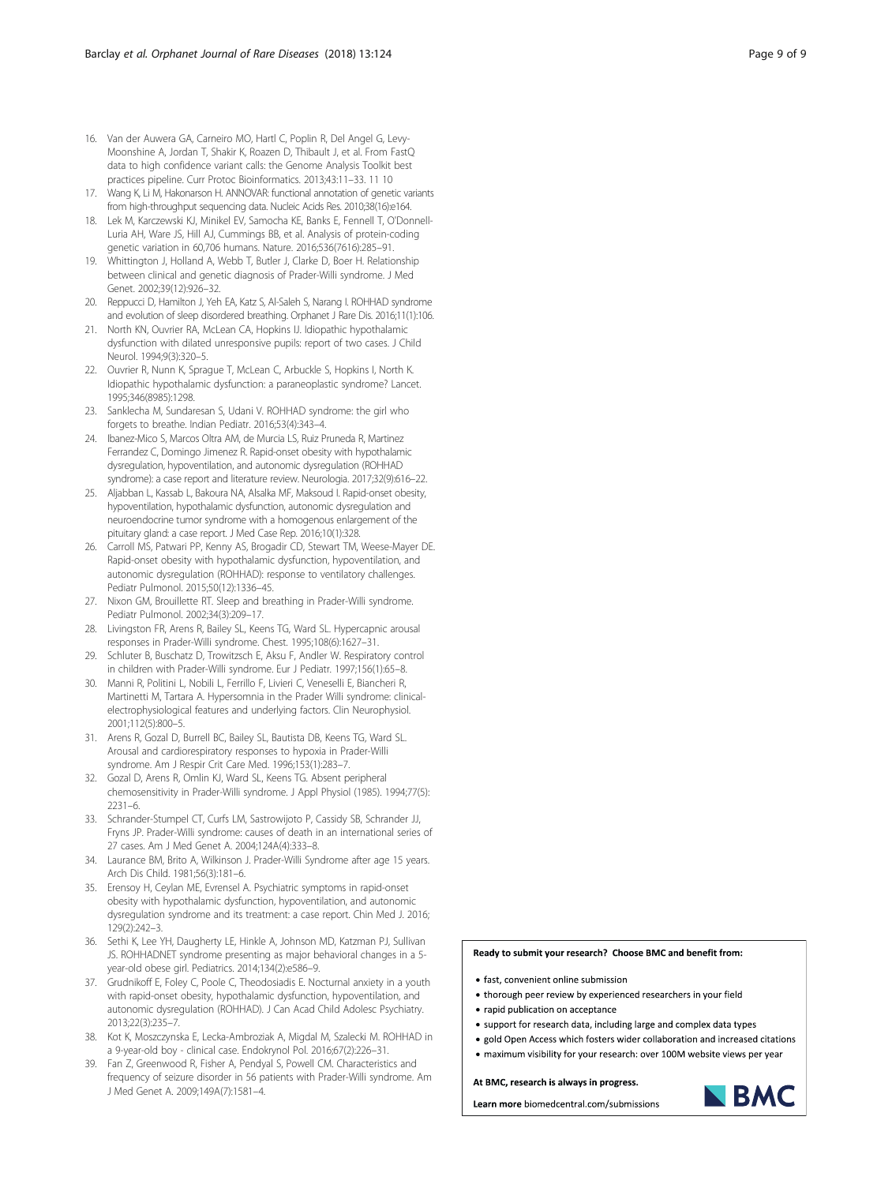16. Van der Auwera GA, Carneiro MO, Hartl C, Poplin R, Del Angel G, Levy-Moonshine A, Jordan T, Shakir K, Roazen D, Thibault J, et al. From FastQ data to high confidence variant calls: the Genome Analysis Toolkit best practices pipeline. Curr Protoc Bioinformatics. 2013;43:11–33. 11 10
17. Wang K, Li M, Hakonarson H. ANNOVAR: functional annotation of genetic variants from high-throughput sequencing data. Nucleic Acids Res. 2010;38(16):e164.
18. Lek M, Karczewski KJ, Minikel EV, Samocha KE, Banks E, Fennell T, O'Donnell-Luria AH, Ware JS, Hill AJ, Cummings BB, et al. Analysis of protein-coding genetic variation in 60,706 humans. Nature. 2016;536(7616):285–91.
19. Whittington J, Holland A, Webb T, Butler J, Clarke D, Boer H. Relationship between clinical and genetic diagnosis of Prader-Willi syndrome. J Med Genet. 2002;39(12):926–32.
20. Reppucci D, Hamilton J, Yeh EA, Katz S, Al-Saleh S, Narang I. ROHHAD syndrome and evolution of sleep disordered breathing. Orphanet J Rare Dis. 2016;11(1):106.
21. North KN, Ouvrier RA, McLean CA, Hopkins IJ. Idiopathic hypothalamic dysfunction with dilated unresponsive pupils: report of two cases. J Child Neurol. 1994;9(3):320–5.
22. Ouvrier R, Nunn K, Sprague T, McLean C, Arbuckle S, Hopkins I, North K. Idiopathic hypothalamic dysfunction: a paraneoplastic syndrome? Lancet. 1995;346(8985):1298.
23. Sanklecha M, Sundaresan S, Udani V. ROHHAD syndrome: the girl who forgets to breathe. Indian Pediatr. 2016;53(4):343–4.
24. Ibanez-Mico S, Marcos Oltra AM, de Murcia LS, Ruiz Pruneda R, Martinez Ferrandez C, Domingo Jimenez R. Rapid-onset obesity with hypothalamic dysregulation, hypoventilation, and autonomic dysregulation (ROHHAD syndrome): a case report and literature review. Neurologia. 2017;32(9):616–22.
25. Aljabban L, Kassab L, Bakoura NA, Alsalka MF, Maksoud I. Rapid-onset obesity, hypoventilation, hypothalamic dysfunction, autonomic dysregulation and neuroendocrine tumor syndrome with a homogenous enlargement of the pituitary gland: a case report. J Med Case Rep. 2016;10(1):328.
26. Carroll MS, Patwari PP, Kenny AS, Brogadir CD, Stewart TM, Weese-Mayer DE. Rapid-onset obesity with hypothalamic dysfunction, hypoventilation, and autonomic dysregulation (ROHHAD): response to ventilatory challenges. Pediatr Pulmonol. 2015;50(12):1336–45.
27. Nixon GM, Brouillette RT. Sleep and breathing in Prader-Willi syndrome. Pediatr Pulmonol. 2002;34(3):209–17.
28. Livingston FR, Arens R, Bailey SL, Keens TG, Ward SL. Hypercapnic arousal responses in Prader-Willi syndrome. Chest. 1995;108(6):1627–31.
29. Schluter B, Buschatz D, Trowitzsch E, Aksu F, Andler W. Respiratory control in children with Prader-Willi syndrome. Eur J Pediatr. 1997;156(1):65–8.
30. Manni R, Politini L, Nobili L, Ferrillo F, Livieri C, Veneselli E, Biancheri R, Martinetti M, Tartara A. Hypersomnia in the Prader Willi syndrome: clinical-electrophysiological features and underlying factors. Clin Neurophysiol. 2001;112(5):800–5.
31. Arens R, Gozal D, Burrell BC, Bailey SL, Bautista DB, Keens TG, Ward SL. Arousal and cardiorespiratory responses to hypoxia in Prader-Willi syndrome. Am J Respir Crit Care Med. 1996;153(1):283–7.
32. Gozal D, Arens R, Omlin KJ, Ward SL, Keens TG. Absent peripheral chemosensitivity in Prader-Willi syndrome. J Appl Physiol (1985). 1994;77(5):2231–6.
33. Schrander-Stumpel CT, Curfs LM, Sastrowijoto P, Cassidy SB, Schrander JJ, Fryns JP. Prader-Willi syndrome: causes of death in an international series of 27 cases. Am J Med Genet A. 2004;124A(4):333–8.
34. Laurance BM, Brito A, Wilkinson J. Prader-Willi Syndrome after age 15 years. Arch Dis Child. 1981;56(3):181–6.
35. Erensoy H, Ceylan ME, Evrensel A. Psychiatric symptoms in rapid-onset obesity with hypothalamic dysfunction, hypoventilation, and autonomic dysregulation syndrome and its treatment: a case report. Chin Med J. 2016;129(2):242–3.
36. Sethi K, Lee YH, Daugherty LE, Hinkle A, Johnson MD, Katzman PJ, Sullivan JS. ROHHADNET syndrome presenting as major behavioral changes in a 5-year-old obese girl. Pediatrics. 2014;134(2):e586–9.
37. Grudnikoff E, Foley C, Poole C, Theodosiadis E. Nocturnal anxiety in a youth with rapid-onset obesity, hypothalamic dysfunction, hypoventilation, and autonomic dysregulation (ROHHAD). J Can Acad Child Adolesc Psychiatry. 2013;22(3):235–7.
38. Kot K, Moszczynska E, Lecka-Ambroziak A, Migdal M, Szalecki M. ROHHAD in a 9-year-old boy - clinical case. Endokrynol Pol. 2016;67(2):226–31.
39. Fan Z, Greenwood R, Fisher A, Pendyal S, Powell CM. Characteristics and frequency of seizure disorder in 56 patients with Prader-Willi syndrome. Am J Med Genet A. 2009;149A(7):1581–4.

**Ready to submit your research? Choose BMC and benefit from:**

- fast, convenient online submission
- thorough peer review by experienced researchers in your field
- rapid publication on acceptance
- support for research data, including large and complex data types
- gold Open Access which fosters wider collaboration and increased citations
- maximum visibility for your research: over 100M website views per year

**At BMC, research is always in progress.**

**Learn more** biomedcentral.com/submissions

BMC